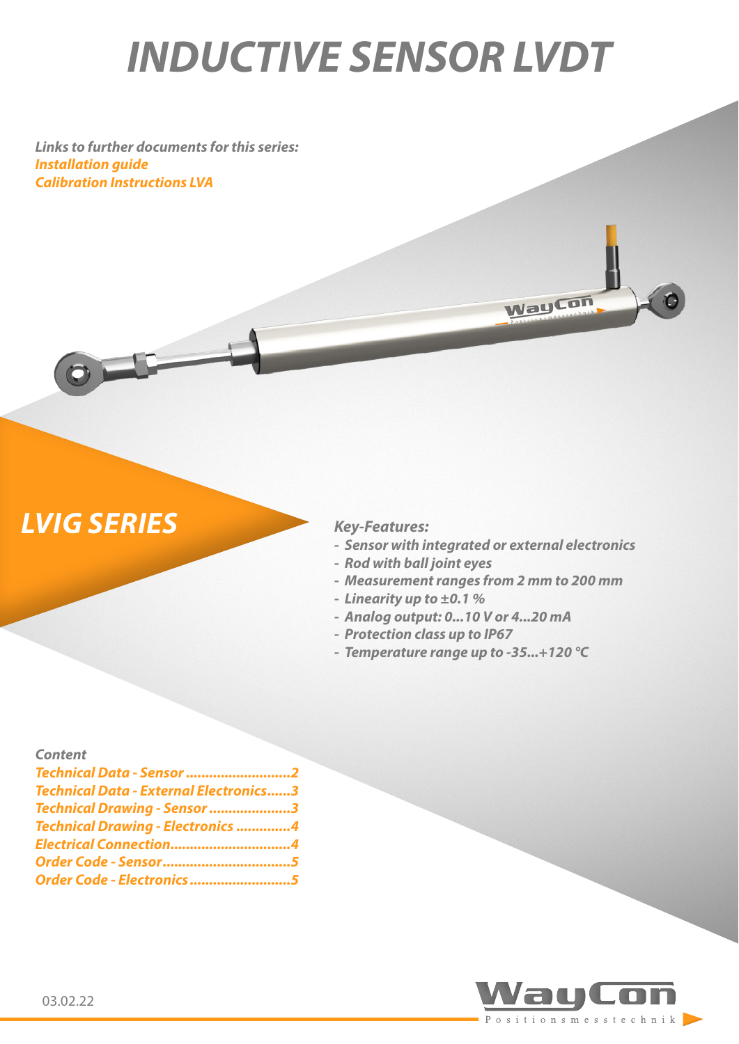# INDUCTIVE SENSOR LVDT

*Links to further documents for this series:*
*Installation guide*
*Calibration Instructions LVA*

## LVIG SERIES

*Key-Features:*

- *Sensor with integrated or external electronics*
- *Rod with ball joint eyes*
- *Measurement ranges from 2 mm to 200 mm*
- *Linearity up to ±0.1 %*
- *Analog output: 0...10 V or 4...20 mA*
- *Protection class up to IP67*
- *Temperature range up to -35...+120 °C*

*Content*

*Technical Data - Sensor ........................... 2*
*Technical Data - External Electronics ...... 3*
*Technical Drawing - Sensor ..................... 3*
*Technical Drawing - Electronics .............. 4*
*Electrical Connection .............................. 4*
*Order Code - Sensor ................................ 5*
*Order Code - Electronics .......................... 5*

03.02.22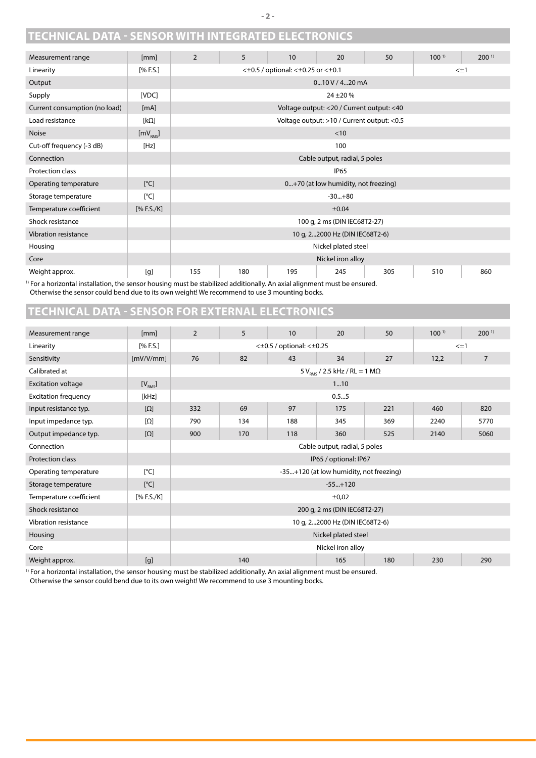## TECHNICAL DATA - SENSOR WITH INTEGRATED ELECTRONICS

| Measurement range | [mm] | 2 | 5 | 10 | 20 | 50 | 100 [1] | 200 [1] |
|---|---|---|---|---|---|---|---|---|
| Linearity | [% F.S.] | <±0.5 / optional: <±0.25 or <±0.1 | | | | | <±1 | |
| Output | | 0...10 V / 4...20 mA | | | | | | |
| Supply | [VDC] | 24 ±20 % | | | | | | |
| Current consumption (no load) | [mA] | Voltage output: <20 / Current output: <40 | | | | | | |
| Load resistance | [kΩ] | Voltage output: >10 / Current output: <0.5 | | | | | | |
| Noise | [$mV_{RMS}$] | <10 | | | | | | |
| Cut-off frequency (-3 dB) | [Hz] | 100 | | | | | | |
| Connection | | Cable output, radial, 5 poles | | | | | | |
| Protection class | | IP65 | | | | | | |
| Operating temperature | [°C] | 0...+70 (at low humidity, not freezing) | | | | | | |
| Storage temperature | [°C] | -30...+80 | | | | | | |
| Temperature coefficient | [% F.S./K] | ±0.04 | | | | | | |
| Shock resistance | | 100 g, 2 ms (DIN IEC68T2-27) | | | | | | |
| Vibration resistance | | 10 g, 2...2000 Hz (DIN IEC68T2-6) | | | | | | |
| Housing | | Nickel plated steel | | | | | | |
| Core | | Nickel iron alloy | | | | | | |
| Weight approx. | [g] | 155 | 180 | 195 | 245 | 305 | 510 | 860 |

[1] For a horizontal installation, the sensor housing must be stabilized additionally. An axial alignment must be ensured. Otherwise the sensor could bend due to its own weight! We recommend to use 3 mounting bocks.

## TECHNICAL DATA - SENSOR FOR EXTERNAL ELECTRONICS

| Measurement range | [mm] | 2 | 5 | 10 | 20 | 50 | 100 [1] | 200 [1] |
|---|---|---|---|---|---|---|---|---|
| Linearity | [% F.S.] | <±0.5 / optional: <±0.25 | | | | | <±1 | |
| Sensitivity | [mV/V/mm] | 76 | 82 | 43 | 34 | 27 | 12,2 | 7 |
| Calibrated at | | 5 $V_{RMS}$ / 2.5 kHz / RL = 1 MΩ | | | | | | |
| Excitation voltage | [$V_{RMS}$] | 1...10 | | | | | | |
| Excitation frequency | [kHz] | 0.5...5 | | | | | | |
| Input resistance typ. | [Ω] | 332 | 69 | 97 | 175 | 221 | 460 | 820 |
| Input impedance typ. | [Ω] | 790 | 134 | 188 | 345 | 369 | 2240 | 5770 |
| Output impedance typ. | [Ω] | 900 | 170 | 118 | 360 | 525 | 2140 | 5060 |
| Connection | | Cable output, radial, 5 poles | | | | | | |
| Protection class | | IP65 / optional: IP67 | | | | | | |
| Operating temperature | [°C] | -35...+120 (at low humidity, not freezing) | | | | | | |
| Storage temperature | [°C] | -55...+120 | | | | | | |
| Temperature coefficient | [% F.S./K] | ±0,02 | | | | | | |
| Shock resistance | | 200 g, 2 ms (DIN IEC68T2-27) | | | | | | |
| Vibration resistance | | 10 g, 2...2000 Hz (DIN IEC68T2-6) | | | | | | |
| Housing | | Nickel plated steel | | | | | | |
| Core | | Nickel iron alloy | | | | | | |
| Weight approx. | [g] | 140 | | | 165 | 180 | 230 | 290 |

[1] For a horizontal installation, the sensor housing must be stabilized additionally. An axial alignment must be ensured. Otherwise the sensor could bend due to its own weight! We recommend to use 3 mounting bocks.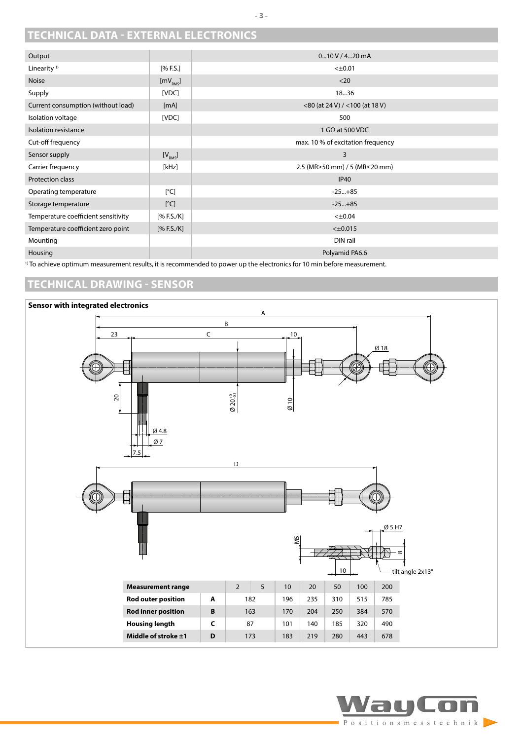## TECHNICAL DATA - EXTERNAL ELECTRONICS

| | | |
|---|---|---|
| Output | | 0...10 V / 4...20 mA |
| Linearity [1] | [% F.S.] | <±0.01 |
| Noise | [$mV_{RMS}$] | <20 |
| Supply | [VDC] | 18...36 |
| Current consumption (without load) | [mA] | <80 (at 24 V) / <100 (at 18 V) |
| Isolation voltage | [VDC] | 500 |
| Isolation resistance | | 1 GΩ at 500 VDC |
| Cut-off frequency | | max. 10 % of excitation frequency |
| Sensor supply | [$V_{RMS}$] | 3 |
| Carrier frequency | [kHz] | 2.5 (MR≥50 mm) / 5 (MR≤20 mm) |
| Protection class | | IP40 |
| Operating temperature | [°C] | -25...+85 |
| Storage temperature | [°C] | -25...+85 |
| Temperature coefficient sensitivity | [% F.S./K] | <±0.04 |
| Temperature coefficient zero point | [% F.S./K] | <±0.015 |
| Mounting | | DIN rail |
| Housing | | Polyamid PA6.6 |

[1] To achieve optimum measurement results, it is recommended to power up the electronics for 10 min before measurement.

## TECHNICAL DRAWING - SENSOR

**Sensor with integrated electronics**

A, B, 23, C, 10, Ø 18, 20, Ø 20 $^{+0}_{-0.1}$, Ø 10, Ø 4.8, Ø 7, 7.5, D, M5, Ø 5 H7, 8, 10, tilt angle 2x13°

| Measurement range | | 2 | 5 | 10 | 20 | 50 | 100 | 200 |
|---|---|---|---|---|---|---|---|---|
| **Rod outer position** | **A** | 182 | | 196 | 235 | 310 | 515 | 785 |
| **Rod inner position** | **B** | 163 | | 170 | 204 | 250 | 384 | 570 |
| **Housing length** | **C** | 87 | | 101 | 140 | 185 | 320 | 490 |
| **Middle of stroke ±1** | **D** | 173 | | 183 | 219 | 280 | 443 | 678 |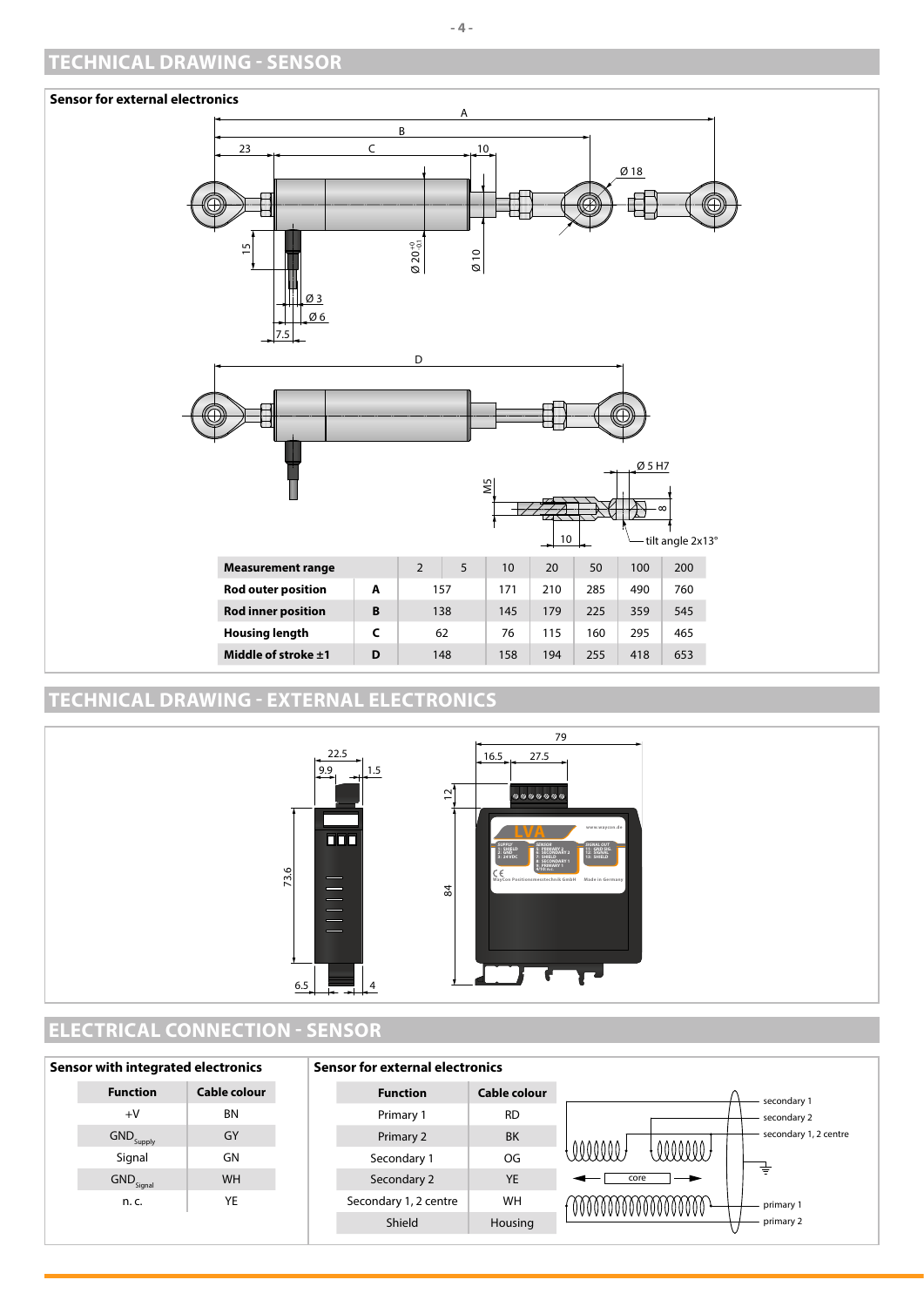## TECHNICAL DRAWING - SENSOR

**Sensor for external electronics**

| Measurement range | | 2 | 5 | 10 | 20 | 50 | 100 | 200 |
|---|---|---|---|---|---|---|---|---|
| **Rod outer position** | **A** | 157 | | 171 | 210 | 285 | 490 | 760 |
| **Rod inner position** | **B** | 138 | | 145 | 179 | 225 | 359 | 545 |
| **Housing length** | **C** | 62 | | 76 | 115 | 160 | 295 | 465 |
| **Middle of stroke ±1** | **D** | 148 | | 158 | 194 | 255 | 418 | 653 |

## TECHNICAL DRAWING - EXTERNAL ELECTRONICS

## ELECTRICAL CONNECTION - SENSOR

**Sensor with integrated electronics**

| Function | Cable colour |
|---|---|
| +V | BN |
| $GND_{Supply}$ | GY |
| Signal | GN |
| $GND_{Signal}$ | WH |
| n. c. | YE |

**Sensor for external electronics**

| Function | Cable colour |
|---|---|
| Primary 1 | RD |
| Primary 2 | BK |
| Secondary 1 | OG |
| Secondary 2 | YE |
| Secondary 1, 2 centre | WH |
| Shield | Housing |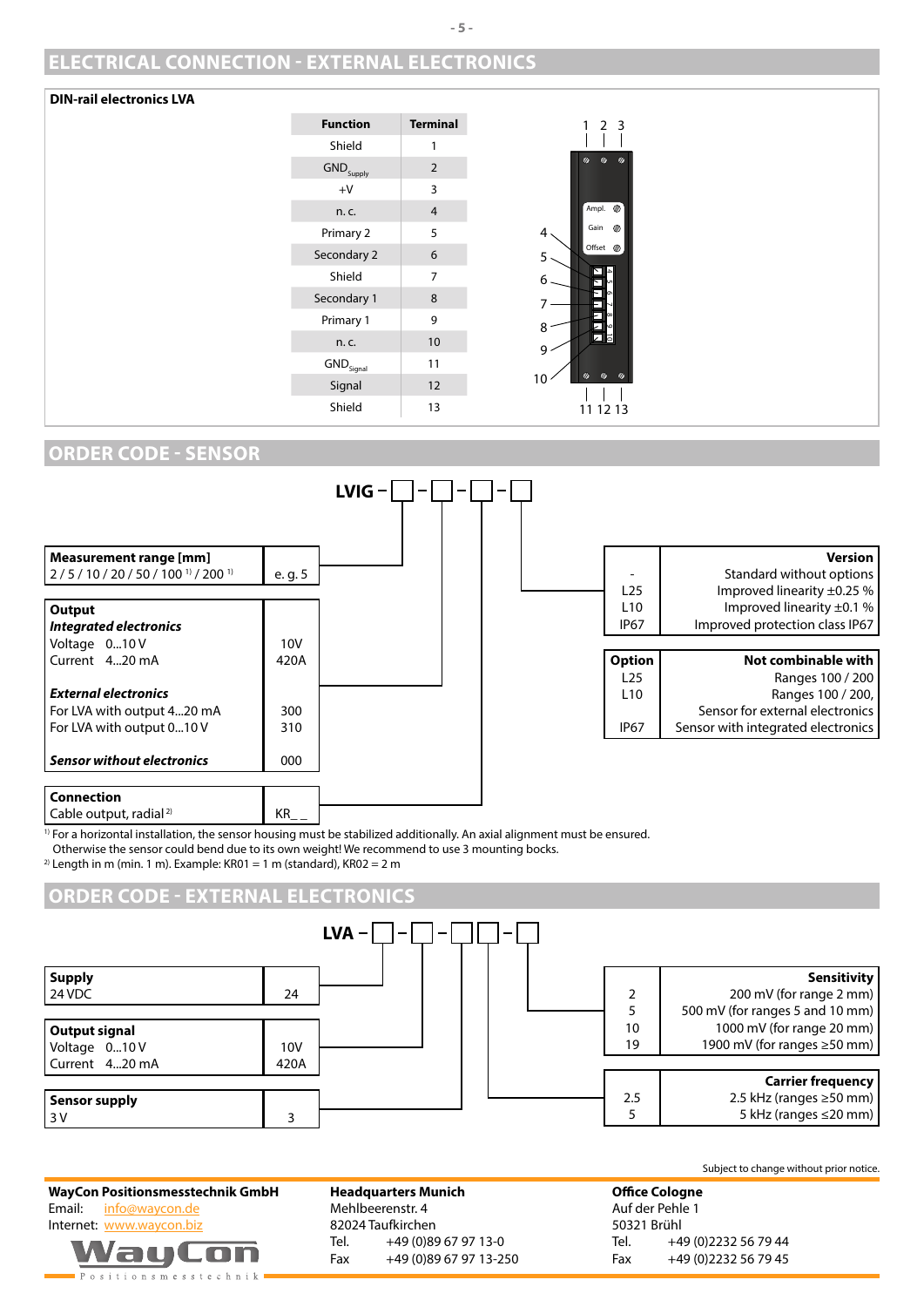## ELECTRICAL CONNECTION - EXTERNAL ELECTRONICS

**DIN-rail electronics LVA**

| Function | Terminal |
|---|---|
| Shield | 1 |
| $GND_{Supply}$ | 2 |
| +V | 3 |
| n. c. | 4 |
| Primary 2 | 5 |
| Secondary 2 | 6 |
| Shield | 7 |
| Secondary 1 | 8 |
| Primary 1 | 9 |
| n. c. | 10 |
| $GND_{Signal}$ | 11 |
| Signal | 12 |
| Shield | 13 |

1 2 3
Ampl.
Gain
Offset
4 5 6 7 8 9 10
11 12 13

## ORDER CODE - SENSOR

**LVIG –** ☐ **–** ☐ **–** ☐ **–** ☐

| **Measurement range [mm]** | |
|---|---|
| 2 / 5 / 10 / 20 / 50 / 100 [1] / 200 [1] | e. g. 5 |

| **Output** | |
|---|---|
| ***Integrated electronics*** | |
| Voltage 0...10 V | 10V |
| Current 4...20 mA | 420A |
| ***External electronics*** | |
| For LVA with output 4...20 mA | 300 |
| For LVA with output 0...10 V | 310 |
| ***Sensor without electronics*** | 000 |

| **Connection** | |
|---|---|
| Cable output, radial [2] | KR_ _ |

| | **Version** |
|---|---|
| - | Standard without options |
| L25 | Improved linearity ±0.25 % |
| L10 | Improved linearity ±0.1 % |
| IP67 | Improved protection class IP67 |

| **Option** | **Not combinable with** |
|---|---|
| L25 | Ranges 100 / 200 |
| L10 | Ranges 100 / 200, Sensor for external electronics |
| IP67 | Sensor with integrated electronics |

[1] For a horizontal installation, the sensor housing must be stabilized additionally. An axial alignment must be ensured. Otherwise the sensor could bend due to its own weight! We recommend to use 3 mounting bocks.
[2] Length in m (min. 1 m). Example: KR01 = 1 m (standard), KR02 = 2 m

## ORDER CODE - EXTERNAL ELECTRONICS

**LVA –** ☐ **–** ☐ **–** ☐☐ **–** ☐

| **Supply** | |
|---|---|
| 24 VDC | 24 |

| **Output signal** | |
|---|---|
| Voltage 0...10 V | 10V |
| Current 4...20 mA | 420A |

| **Sensor supply** | |
|---|---|
| 3 V | 3 |

| | **Sensitivity** |
|---|---|
| 2 | 200 mV (for range 2 mm) |
| 5 | 500 mV (for ranges 5 and 10 mm) |
| 10 | 1000 mV (for range 20 mm) |
| 19 | 1900 mV (for ranges ≥50 mm) |

| | **Carrier frequency** |
|---|---|
| 2.5 | 2.5 kHz (ranges ≥50 mm) |
| 5 | 5 kHz (ranges ≤20 mm) |

Subject to change without prior notice.

**WayCon Positionsmesstechnik GmbH**
Email: info@waycon.de
Internet: www.waycon.biz

**Headquarters Munich**
Mehlbeerenstr. 4
82024 Taufkirchen
Tel. +49 (0)89 67 97 13-0
Fax +49 (0)89 67 97 13-250

**Office Cologne**
Auf der Pehle 1
50321 Brühl
Tel. +49 (0)2232 56 79 44
Fax +49 (0)2232 56 79 45